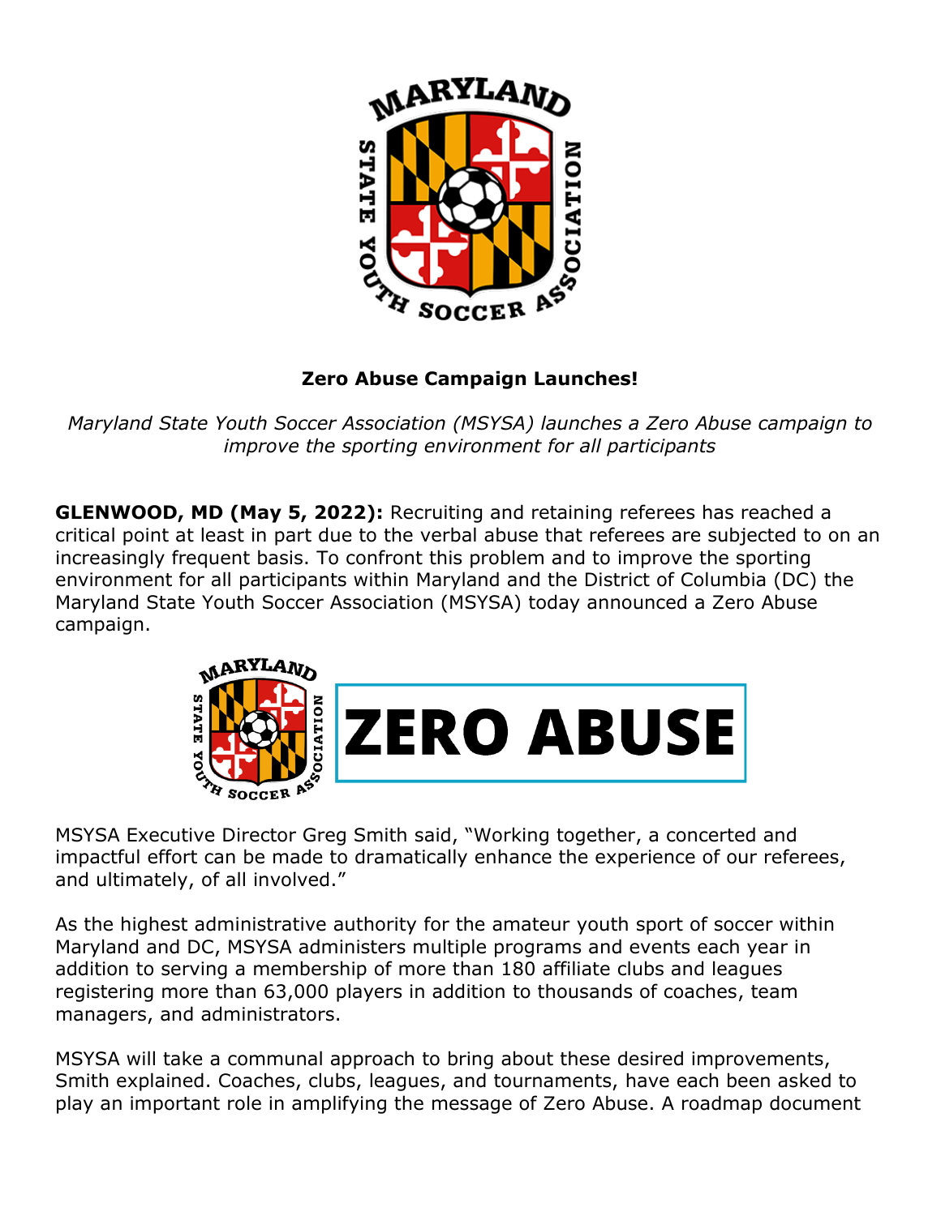**Zero Abuse Campaign Launches!**

*Maryland State Youth Soccer Association (MSYSA) launches a Zero Abuse campaign to improve the sporting environment for all participants*

**GLENWOOD, MD (May 5, 2022):** Recruiting and retaining referees has reached a critical point at least in part due to the verbal abuse that referees are subjected to on an increasingly frequent basis. To confront this problem and to improve the sporting environment for all participants within Maryland and the District of Columbia (DC) the Maryland State Youth Soccer Association (MSYSA) today announced a Zero Abuse campaign.

MSYSA Executive Director Greg Smith said, "Working together, a concerted and impactful effort can be made to dramatically enhance the experience of our referees, and ultimately, of all involved."

As the highest administrative authority for the amateur youth sport of soccer within Maryland and DC, MSYSA administers multiple programs and events each year in addition to serving a membership of more than 180 affiliate clubs and leagues registering more than 63,000 players in addition to thousands of coaches, team managers, and administrators.

MSYSA will take a communal approach to bring about these desired improvements, Smith explained. Coaches, clubs, leagues, and tournaments, have each been asked to play an important role in amplifying the message of Zero Abuse. A roadmap document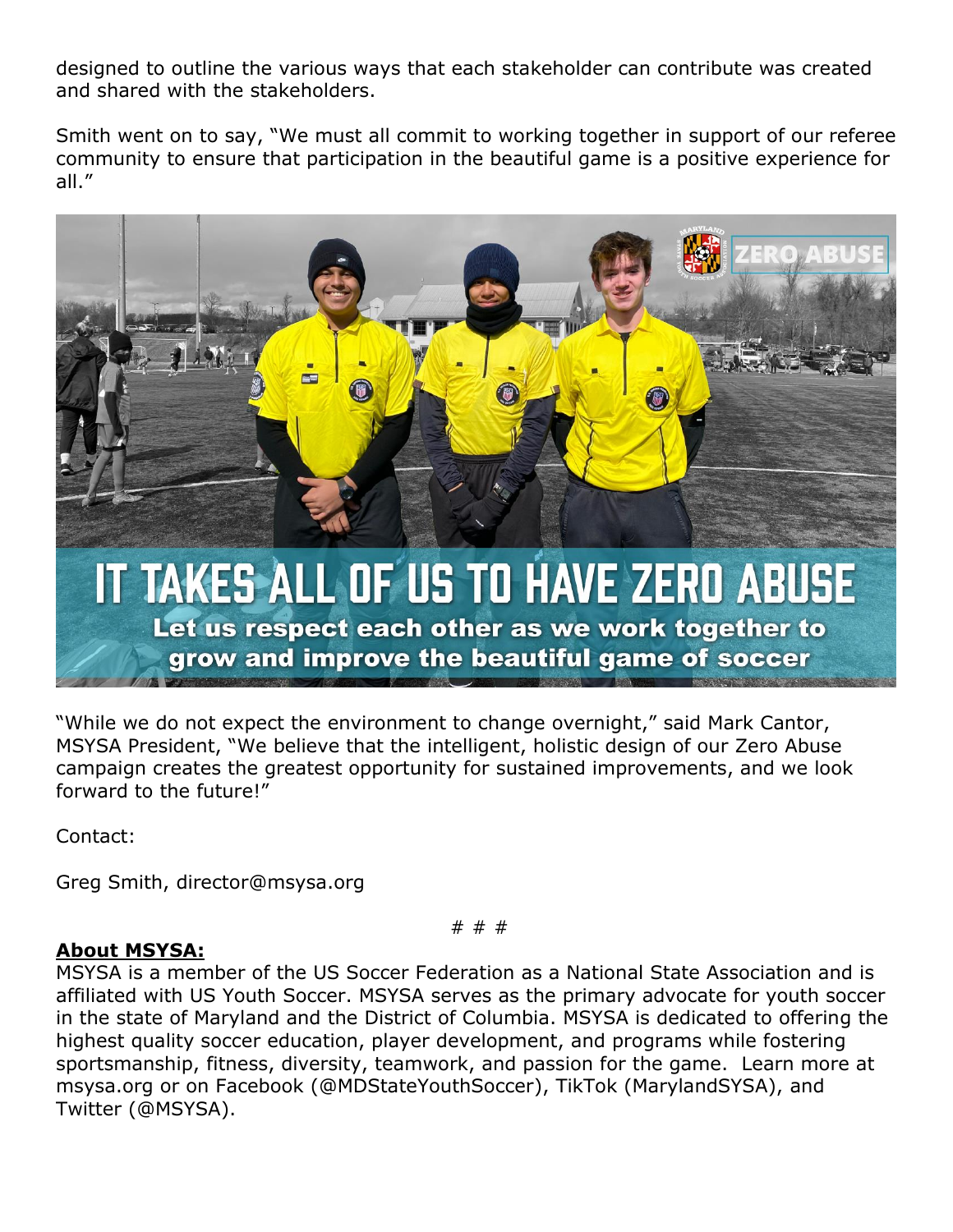designed to outline the various ways that each stakeholder can contribute was created and shared with the stakeholders.

Smith went on to say, "We must all commit to working together in support of our referee community to ensure that participation in the beautiful game is a positive experience for all."

IT TAKES ALL OF US TO HAVE ZERO ABUSE

Let us respect each other as we work together to grow and improve the beautiful game of soccer

"While we do not expect the environment to change overnight," said Mark Cantor, MSYSA President, "We believe that the intelligent, holistic design of our Zero Abuse campaign creates the greatest opportunity for sustained improvements, and we look forward to the future!"

Contact:

Greg Smith, director@msysa.org

# # #

**About MSYSA:**

MSYSA is a member of the US Soccer Federation as a National State Association and is affiliated with US Youth Soccer. MSYSA serves as the primary advocate for youth soccer in the state of Maryland and the District of Columbia. MSYSA is dedicated to offering the highest quality soccer education, player development, and programs while fostering sportsmanship, fitness, diversity, teamwork, and passion for the game. Learn more at msysa.org or on Facebook (@MDStateYouthSoccer), TikTok (MarylandSYSA), and Twitter (@MSYSA).